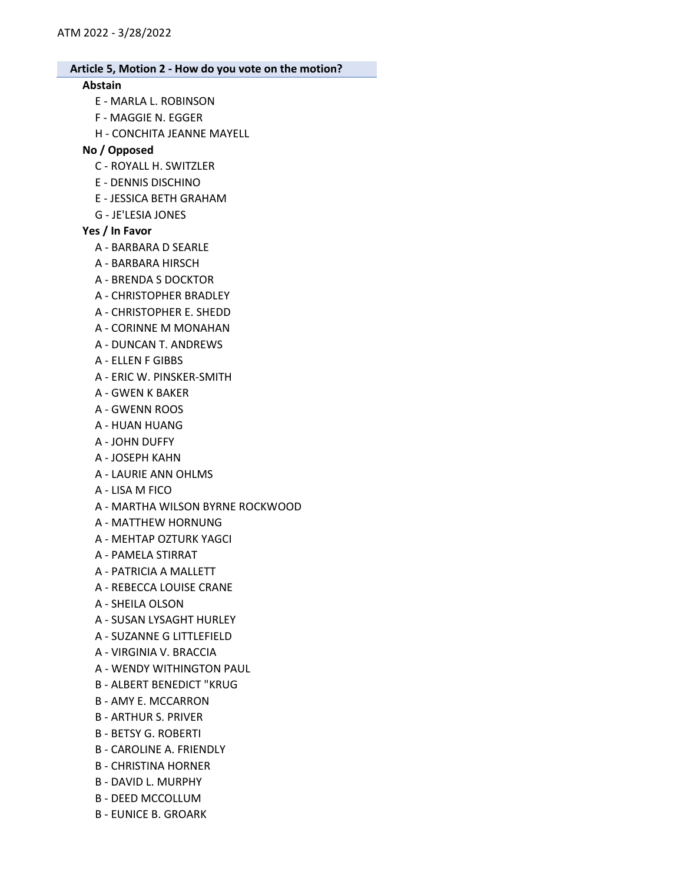## Article 5, Motion 2 - How do you vote on the motion?

### Abstain

- E - MARLA L. ROBINSON
- F - MAGGIE N. EGGER
- H - CONCHITA JEANNE MAYELL

### No / Opposed

- C - ROYALL H. SWITZLER
- E - DENNIS DISCHINO
- E - JESSICA BETH GRAHAM
- G - JE'LESIA JONES

### Yes / In Favor

- A - BARBARA D SEARLE
- A - BARBARA HIRSCH
- A - BRENDA S DOCKTOR
- A - CHRISTOPHER BRADLEY
- A - CHRISTOPHER E. SHEDD
- A - CORINNE M MONAHAN
- A - DUNCAN T. ANDREWS
- A - ELLEN F GIBBS
- A - ERIC W. PINSKER-SMITH
- A - GWEN K BAKER
- A - GWENN ROOS
- A - HUAN HUANG
- A - JOHN DUFFY
- A - JOSEPH KAHN
- A - LAURIE ANN OHLMS
- A - LISA M FICO
- A - MARTHA WILSON BYRNE ROCKWOOD
- A - MATTHEW HORNUNG
- A - MEHTAP OZTURK YAGCI
- A - PAMELA STIRRAT
- A - PATRICIA A MALLETT
- A - REBECCA LOUISE CRANE
- A - SHEILA OLSON
- A - SUSAN LYSAGHT HURLEY
- A - SUZANNE G LITTLEFIELD
- A - VIRGINIA V. BRACCIA
- A - WENDY WITHINGTON PAUL
- B - ALBERT BENEDICT "KRUG
- B - AMY E. MCCARRON
- B - ARTHUR S. PRIVER
- B - BETSY G. ROBERTI
- B - CAROLINE A. FRIENDLY
- B - CHRISTINA HORNER
- B - DAVID L. MURPHY
- B - DEED MCCOLLUM
- B - EUNICE B. GROARK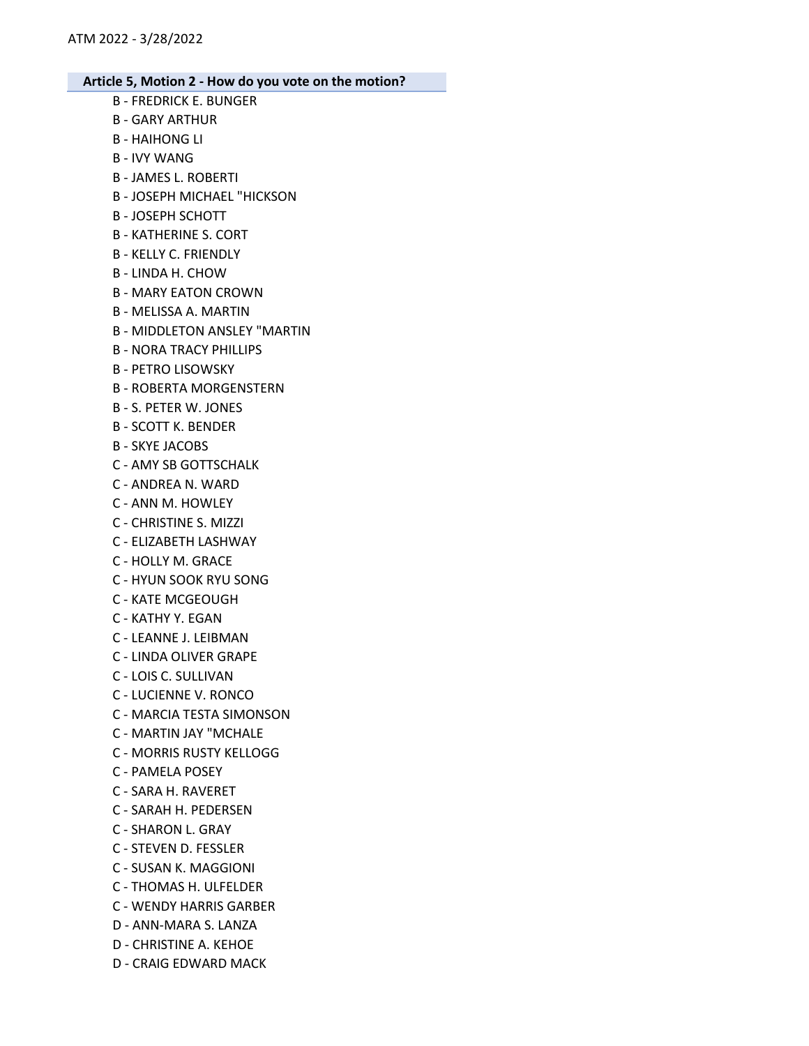## Article 5, Motion 2 - How do you vote on the motion?

B - FREDRICK E. BUNGER
B - GARY ARTHUR
B - HAIHONG LI
B - IVY WANG
B - JAMES L. ROBERTI
B - JOSEPH MICHAEL "HICKSON
B - JOSEPH SCHOTT
B - KATHERINE S. CORT
B - KELLY C. FRIENDLY
B - LINDA H. CHOW
B - MARY EATON CROWN
B - MELISSA A. MARTIN
B - MIDDLETON ANSLEY "MARTIN
B - NORA TRACY PHILLIPS
B - PETRO LISOWSKY
B - ROBERTA MORGENSTERN
B - S. PETER W. JONES
B - SCOTT K. BENDER
B - SKYE JACOBS
C - AMY SB GOTTSCHALK
C - ANDREA N. WARD
C - ANN M. HOWLEY
C - CHRISTINE S. MIZZI
C - ELIZABETH LASHWAY
C - HOLLY M. GRACE
C - HYUN SOOK RYU SONG
C - KATE MCGEOUGH
C - KATHY Y. EGAN
C - LEANNE J. LEIBMAN
C - LINDA OLIVER GRAPE
C - LOIS C. SULLIVAN
C - LUCIENNE V. RONCO
C - MARCIA TESTA SIMONSON
C - MARTIN JAY "MCHALE
C - MORRIS RUSTY KELLOGG
C - PAMELA POSEY
C - SARA H. RAVERET
C - SARAH H. PEDERSEN
C - SHARON L. GRAY
C - STEVEN D. FESSLER
C - SUSAN K. MAGGIONI
C - THOMAS H. ULFELDER
C - WENDY HARRIS GARBER
D - ANN-MARA S. LANZA
D - CHRISTINE A. KEHOE
D - CRAIG EDWARD MACK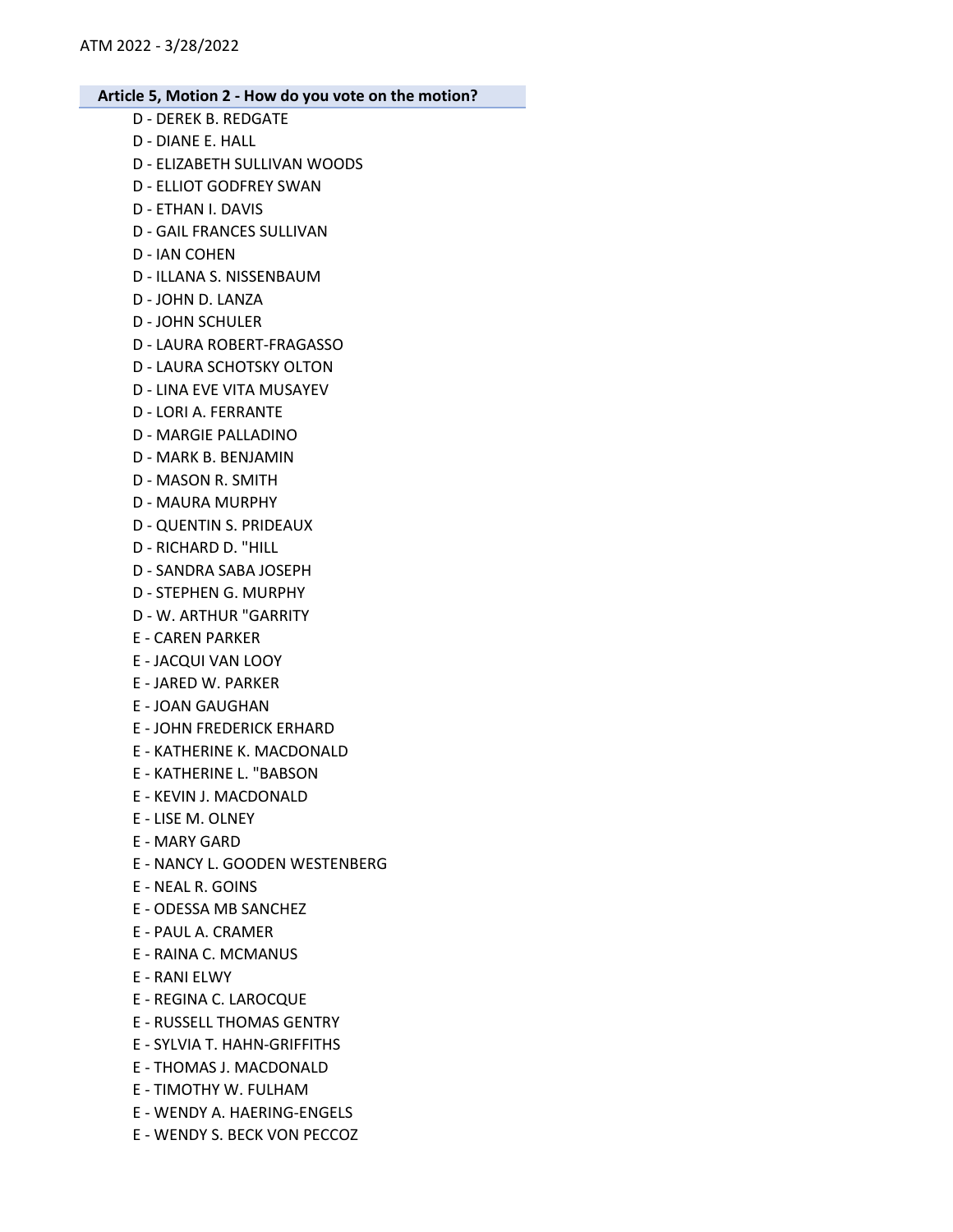## Article 5, Motion 2 - How do you vote on the motion?

D - DEREK B. REDGATE
D - DIANE E. HALL
D - ELIZABETH SULLIVAN WOODS
D - ELLIOT GODFREY SWAN
D - ETHAN I. DAVIS
D - GAIL FRANCES SULLIVAN
D - IAN COHEN
D - ILLANA S. NISSENBAUM
D - JOHN D. LANZA
D - JOHN SCHULER
D - LAURA ROBERT-FRAGASSO
D - LAURA SCHOTSKY OLTON
D - LINA EVE VITA MUSAYEV
D - LORI A. FERRANTE
D - MARGIE PALLADINO
D - MARK B. BENJAMIN
D - MASON R. SMITH
D - MAURA MURPHY
D - QUENTIN S. PRIDEAUX
D - RICHARD D. "HILL
D - SANDRA SABA JOSEPH
D - STEPHEN G. MURPHY
D - W. ARTHUR "GARRITY
E - CAREN PARKER
E - JACQUI VAN LOOY
E - JARED W. PARKER
E - JOAN GAUGHAN
E - JOHN FREDERICK ERHARD
E - KATHERINE K. MACDONALD
E - KATHERINE L. "BABSON
E - KEVIN J. MACDONALD
E - LISE M. OLNEY
E - MARY GARD
E - NANCY L. GOODEN WESTENBERG
E - NEAL R. GOINS
E - ODESSA MB SANCHEZ
E - PAUL A. CRAMER
E - RAINA C. MCMANUS
E - RANI ELWY
E - REGINA C. LAROCQUE
E - RUSSELL THOMAS GENTRY
E - SYLVIA T. HAHN-GRIFFITHS
E - THOMAS J. MACDONALD
E - TIMOTHY W. FULHAM
E - WENDY A. HAERING-ENGELS
E - WENDY S. BECK VON PECCOZ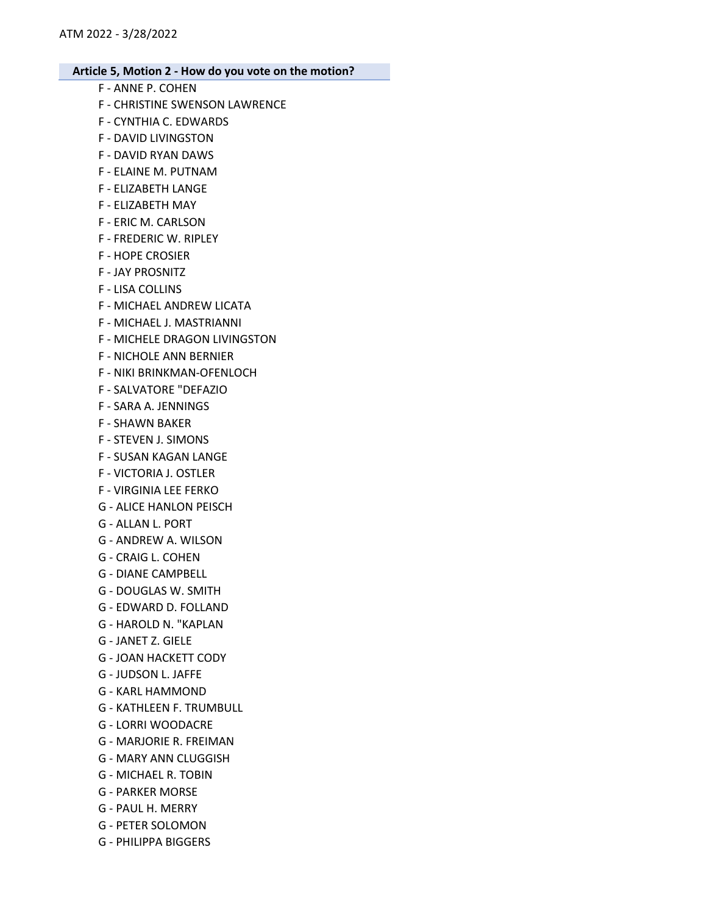**Article 5, Motion 2 - How do you vote on the motion?**

F - ANNE P. COHEN
F - CHRISTINE SWENSON LAWRENCE
F - CYNTHIA C. EDWARDS
F - DAVID LIVINGSTON
F - DAVID RYAN DAWS
F - ELAINE M. PUTNAM
F - ELIZABETH LANGE
F - ELIZABETH MAY
F - ERIC M. CARLSON
F - FREDERIC W. RIPLEY
F - HOPE CROSIER
F - JAY PROSNITZ
F - LISA COLLINS
F - MICHAEL ANDREW LICATA
F - MICHAEL J. MASTRIANNI
F - MICHELE DRAGON LIVINGSTON
F - NICHOLE ANN BERNIER
F - NIKI BRINKMAN-OFENLOCH
F - SALVATORE "DEFAZIO
F - SARA A. JENNINGS
F - SHAWN BAKER
F - STEVEN J. SIMONS
F - SUSAN KAGAN LANGE
F - VICTORIA J. OSTLER
F - VIRGINIA LEE FERKO
G - ALICE HANLON PEISCH
G - ALLAN L. PORT
G - ANDREW A. WILSON
G - CRAIG L. COHEN
G - DIANE CAMPBELL
G - DOUGLAS W. SMITH
G - EDWARD D. FOLLAND
G - HAROLD N. "KAPLAN
G - JANET Z. GIELE
G - JOAN HACKETT CODY
G - JUDSON L. JAFFE
G - KARL HAMMOND
G - KATHLEEN F. TRUMBULL
G - LORRI WOODACRE
G - MARJORIE R. FREIMAN
G - MARY ANN CLUGGISH
G - MICHAEL R. TOBIN
G - PARKER MORSE
G - PAUL H. MERRY
G - PETER SOLOMON
G - PHILIPPA BIGGERS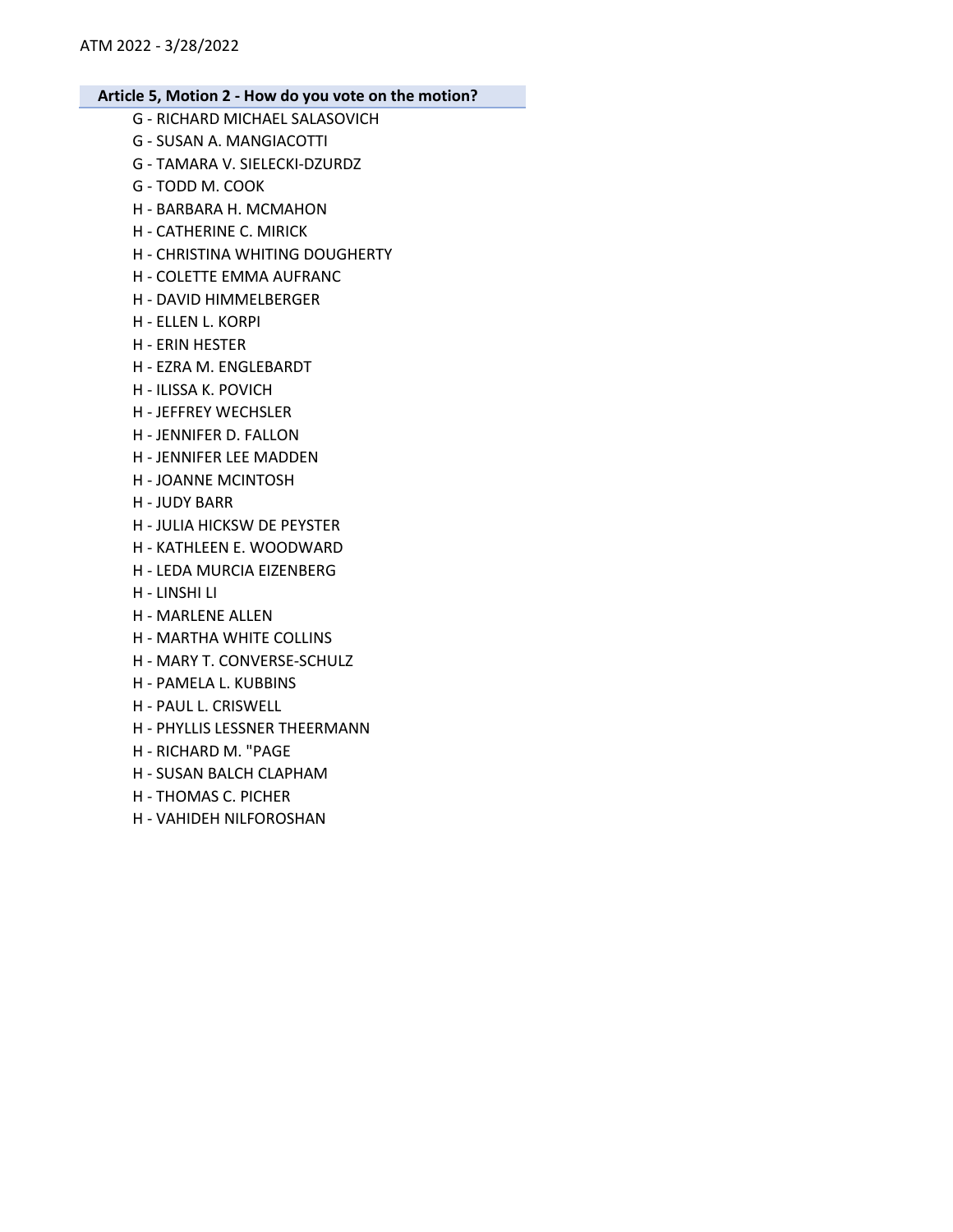**Article 5, Motion 2 - How do you vote on the motion?**

G - RICHARD MICHAEL SALASOVICH
G - SUSAN A. MANGIACOTTI
G - TAMARA V. SIELECKI-DZURDZ
G - TODD M. COOK
H - BARBARA H. MCMAHON
H - CATHERINE C. MIRICK
H - CHRISTINA WHITING DOUGHERTY
H - COLETTE EMMA AUFRANC
H - DAVID HIMMELBERGER
H - ELLEN L. KORPI
H - ERIN HESTER
H - EZRA M. ENGLEBARDT
H - ILISSA K. POVICH
H - JEFFREY WECHSLER
H - JENNIFER D. FALLON
H - JENNIFER LEE MADDEN
H - JOANNE MCINTOSH
H - JUDY BARR
H - JULIA HICKSW DE PEYSTER
H - KATHLEEN E. WOODWARD
H - LEDA MURCIA EIZENBERG
H - LINSHI LI
H - MARLENE ALLEN
H - MARTHA WHITE COLLINS
H - MARY T. CONVERSE-SCHULZ
H - PAMELA L. KUBBINS
H - PAUL L. CRISWELL
H - PHYLLIS LESSNER THEERMANN
H - RICHARD M. "PAGE
H - SUSAN BALCH CLAPHAM
H - THOMAS C. PICHER
H - VAHIDEH NILFOROSHAN